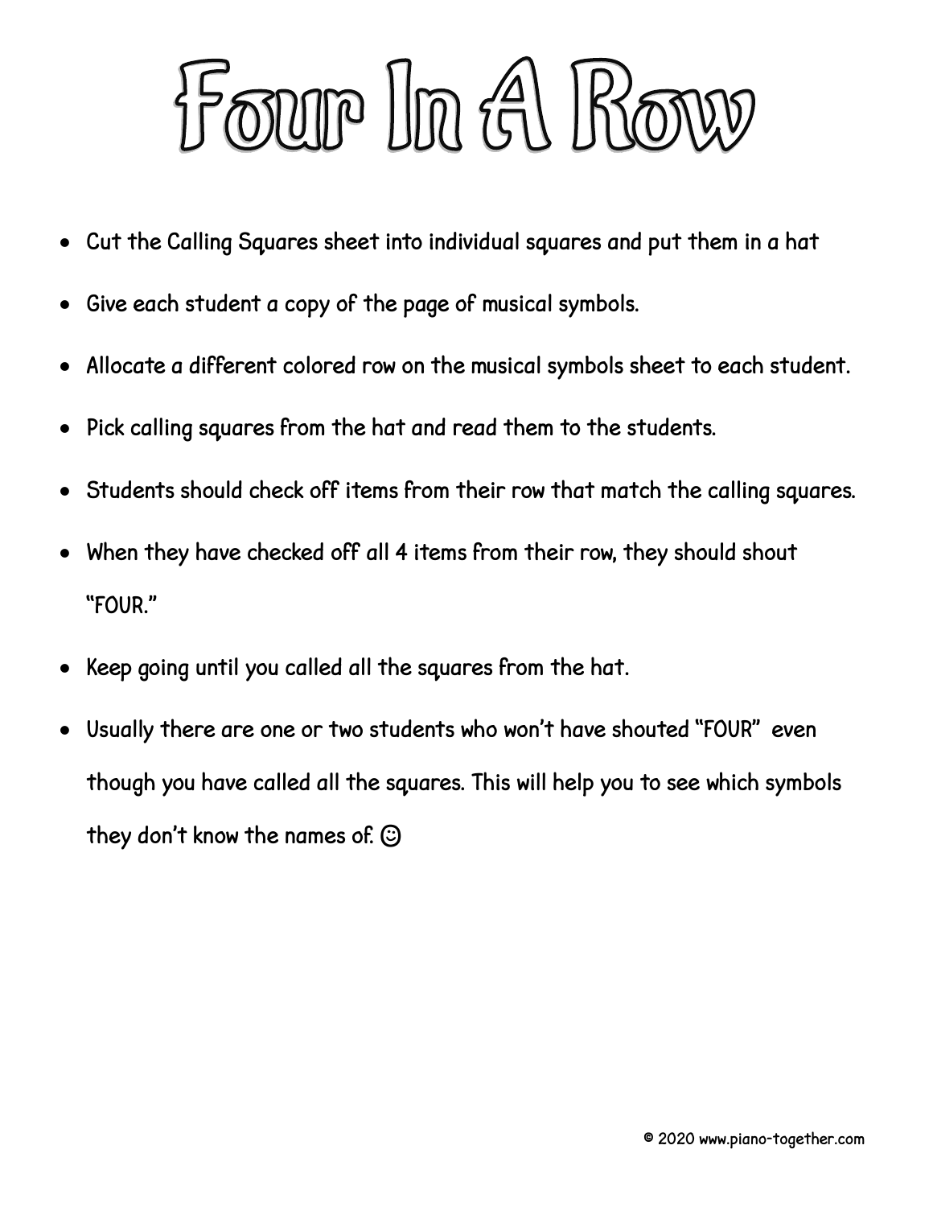# Four In A Row

- Cut the Calling Squares sheet into individual squares and put them in a hat
- Give each student a copy of the page of musical symbols.
- Allocate a different colored row on the musical symbols sheet to each student.
- Pick calling squares from the hat and read them to the students.
- Students should check off items from their row that match the calling squares.
- When they have checked off all 4 items from their row, they should shout "FOUR."
- Keep going until you called all the squares from the hat.
- Usually there are one or two students who won't have shouted "FOUR" even though you have called all the squares. This will help you to see which symbols they don't know the names of. ☺

© 2020 www.piano-together.com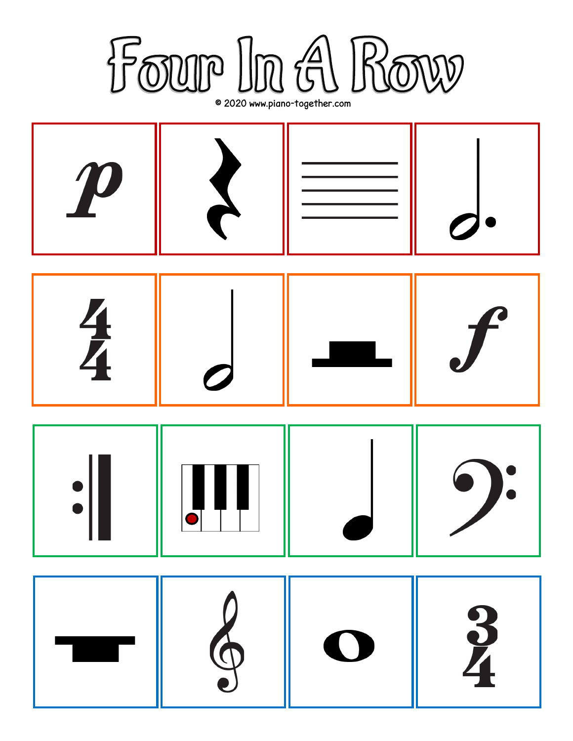# Four In A Row

© 2020 www.piano-together.com

| | | | |
|---|---|---|---|
| *p* | | | |
| $\frac{4}{4}$ | | | *f* |
| | | | |
| | | | $\frac{3}{4}$ |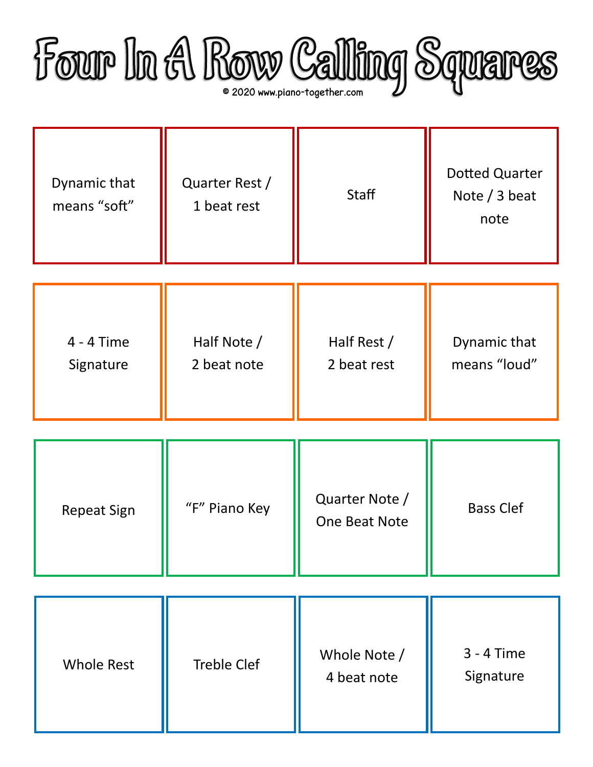# Four In A Row Calling Squares

© 2020 www.piano-together.com

| | | | |
|---|---|---|---|
| Dynamic that means "soft" | Quarter Rest / 1 beat rest | Staff | Dotted Quarter Note / 3 beat note |
| 4 - 4 Time Signature | Half Note / 2 beat note | Half Rest / 2 beat rest | Dynamic that means "loud" |
| Repeat Sign | "F" Piano Key | Quarter Note / One Beat Note | Bass Clef |
| Whole Rest | Treble Clef | Whole Note / 4 beat note | 3 - 4 Time Signature |